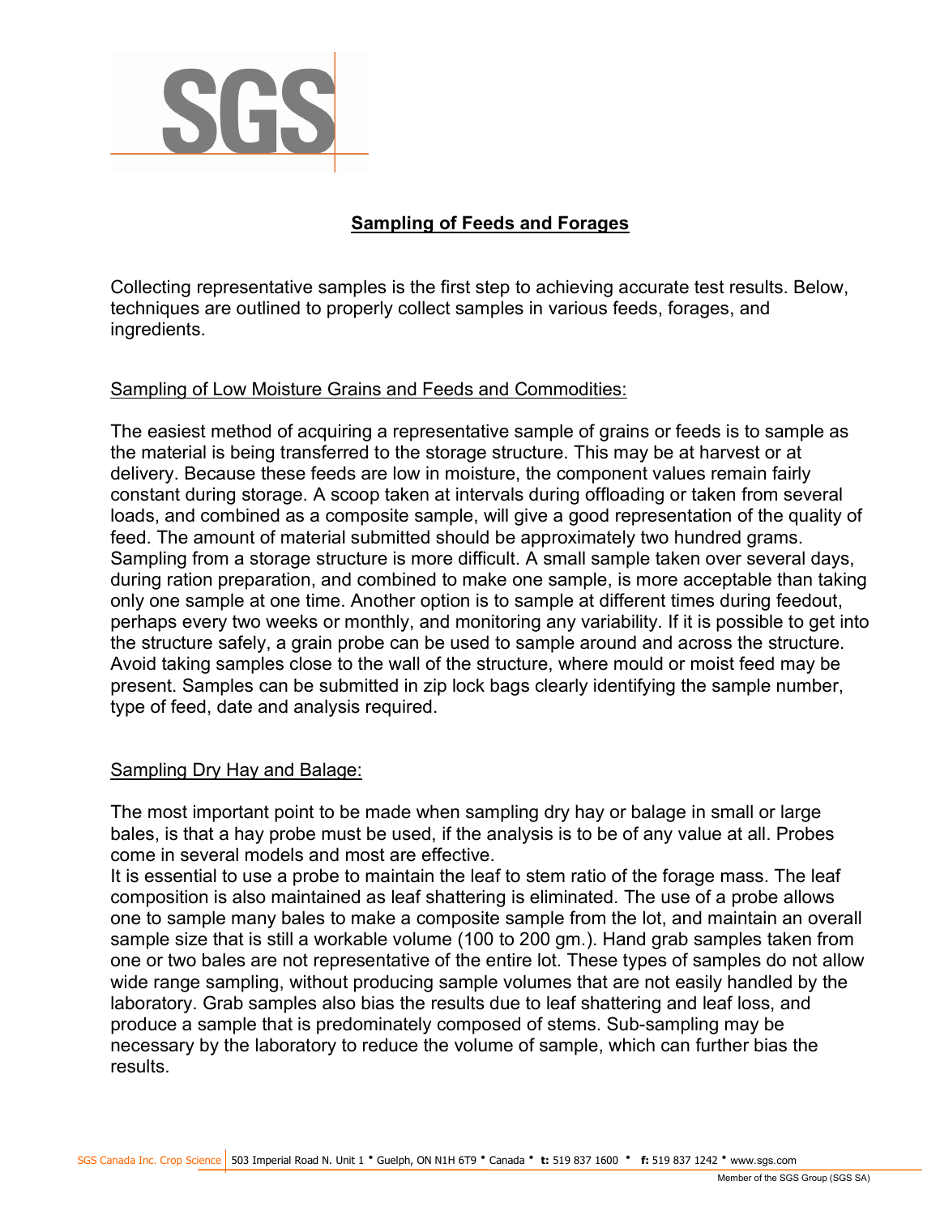# Sampling of Feeds and Forages

Collecting representative samples is the first step to achieving accurate test results. Below, techniques are outlined to properly collect samples in various feeds, forages, and ingredients.

## Sampling of Low Moisture Grains and Feeds and Commodities:

The easiest method of acquiring a representative sample of grains or feeds is to sample as the material is being transferred to the storage structure. This may be at harvest or at delivery. Because these feeds are low in moisture, the component values remain fairly constant during storage. A scoop taken at intervals during offloading or taken from several loads, and combined as a composite sample, will give a good representation of the quality of feed. The amount of material submitted should be approximately two hundred grams. Sampling from a storage structure is more difficult. A small sample taken over several days, during ration preparation, and combined to make one sample, is more acceptable than taking only one sample at one time. Another option is to sample at different times during feedout, perhaps every two weeks or monthly, and monitoring any variability. If it is possible to get into the structure safely, a grain probe can be used to sample around and across the structure. Avoid taking samples close to the wall of the structure, where mould or moist feed may be present. Samples can be submitted in zip lock bags clearly identifying the sample number, type of feed, date and analysis required.

## Sampling Dry Hay and Balage:

The most important point to be made when sampling dry hay or balage in small or large bales, is that a hay probe must be used, if the analysis is to be of any value at all. Probes come in several models and most are effective.

It is essential to use a probe to maintain the leaf to stem ratio of the forage mass. The leaf composition is also maintained as leaf shattering is eliminated. The use of a probe allows one to sample many bales to make a composite sample from the lot, and maintain an overall sample size that is still a workable volume (100 to 200 gm.). Hand grab samples taken from one or two bales are not representative of the entire lot. These types of samples do not allow wide range sampling, without producing sample volumes that are not easily handled by the laboratory. Grab samples also bias the results due to leaf shattering and leaf loss, and produce a sample that is predominately composed of stems. Sub-sampling may be necessary by the laboratory to reduce the volume of sample, which can further bias the results.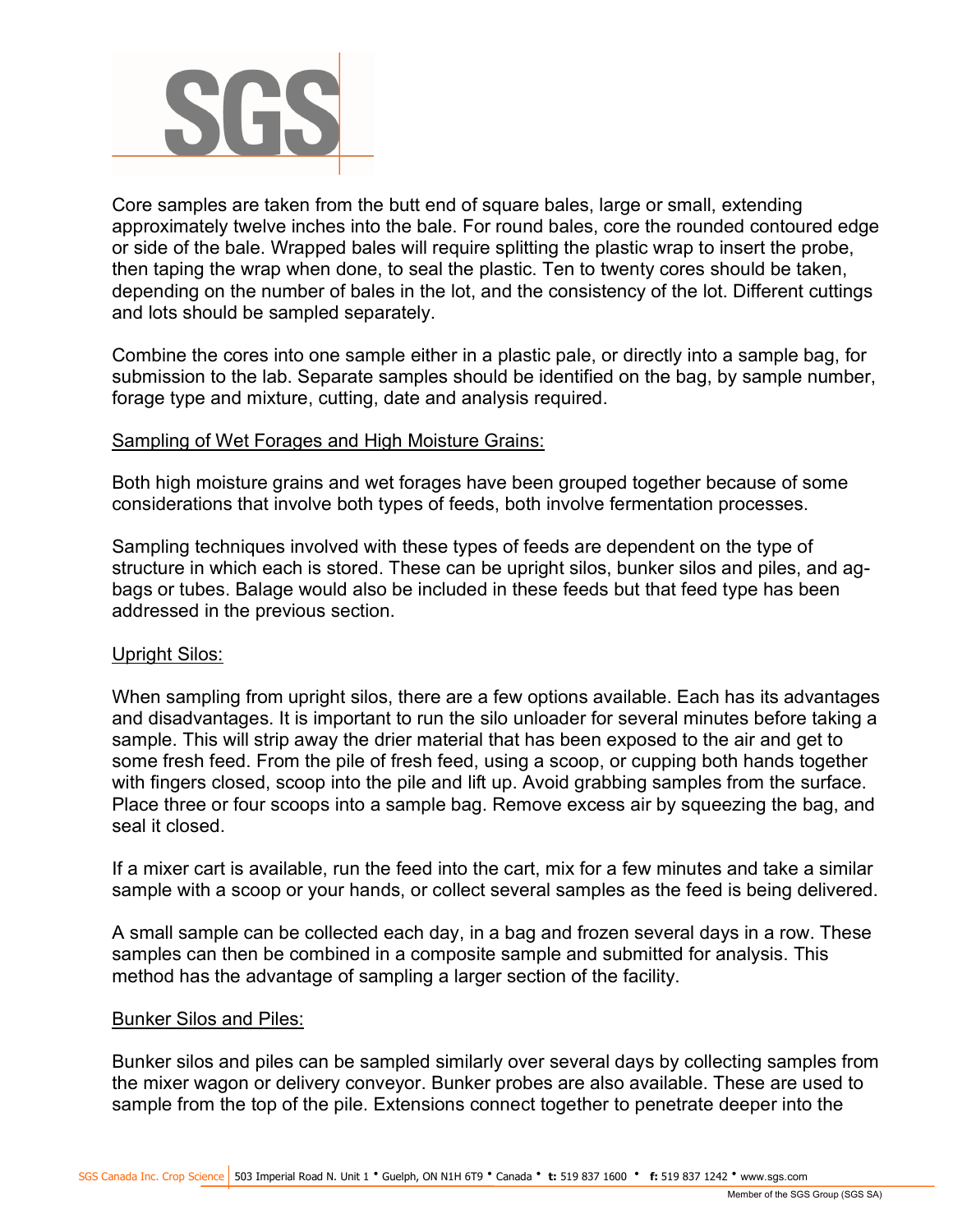Core samples are taken from the butt end of square bales, large or small, extending approximately twelve inches into the bale. For round bales, core the rounded contoured edge or side of the bale. Wrapped bales will require splitting the plastic wrap to insert the probe, then taping the wrap when done, to seal the plastic. Ten to twenty cores should be taken, depending on the number of bales in the lot, and the consistency of the lot. Different cuttings and lots should be sampled separately.

Combine the cores into one sample either in a plastic pale, or directly into a sample bag, for submission to the lab. Separate samples should be identified on the bag, by sample number, forage type and mixture, cutting, date and analysis required.

## Sampling of Wet Forages and High Moisture Grains:

Both high moisture grains and wet forages have been grouped together because of some considerations that involve both types of feeds, both involve fermentation processes.

Sampling techniques involved with these types of feeds are dependent on the type of structure in which each is stored. These can be upright silos, bunker silos and piles, and ag-bags or tubes. Balage would also be included in these feeds but that feed type has been addressed in the previous section.

### Upright Silos:

When sampling from upright silos, there are a few options available. Each has its advantages and disadvantages. It is important to run the silo unloader for several minutes before taking a sample. This will strip away the drier material that has been exposed to the air and get to some fresh feed. From the pile of fresh feed, using a scoop, or cupping both hands together with fingers closed, scoop into the pile and lift up. Avoid grabbing samples from the surface. Place three or four scoops into a sample bag. Remove excess air by squeezing the bag, and seal it closed.

If a mixer cart is available, run the feed into the cart, mix for a few minutes and take a similar sample with a scoop or your hands, or collect several samples as the feed is being delivered.

A small sample can be collected each day, in a bag and frozen several days in a row. These samples can then be combined in a composite sample and submitted for analysis. This method has the advantage of sampling a larger section of the facility.

### Bunker Silos and Piles:

Bunker silos and piles can be sampled similarly over several days by collecting samples from the mixer wagon or delivery conveyor. Bunker probes are also available. These are used to sample from the top of the pile. Extensions connect together to penetrate deeper into the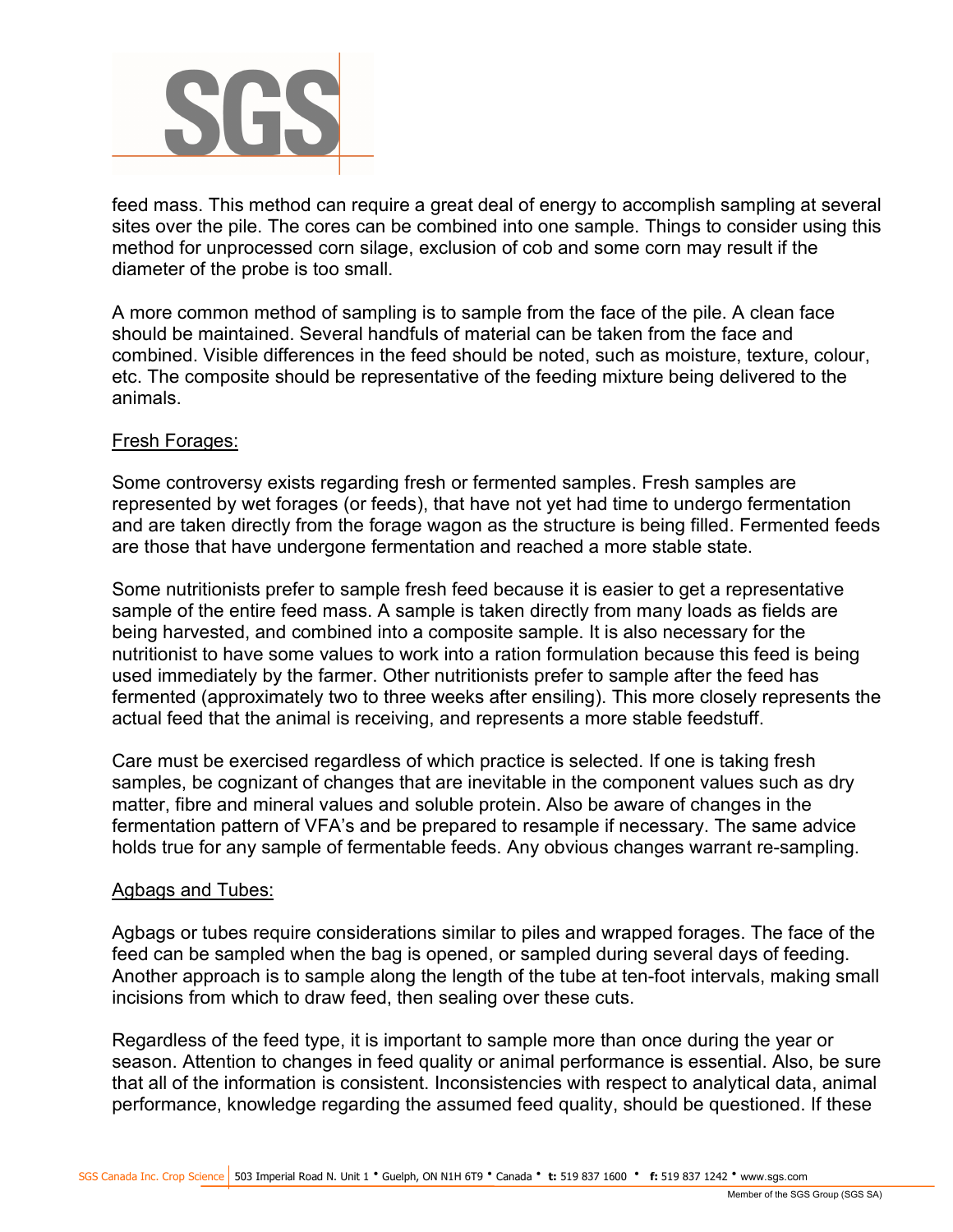feed mass. This method can require a great deal of energy to accomplish sampling at several sites over the pile. The cores can be combined into one sample. Things to consider using this method for unprocessed corn silage, exclusion of cob and some corn may result if the diameter of the probe is too small.

A more common method of sampling is to sample from the face of the pile. A clean face should be maintained. Several handfuls of material can be taken from the face and combined. Visible differences in the feed should be noted, such as moisture, texture, colour, etc. The composite should be representative of the feeding mixture being delivered to the animals.

Fresh Forages:

Some controversy exists regarding fresh or fermented samples. Fresh samples are represented by wet forages (or feeds), that have not yet had time to undergo fermentation and are taken directly from the forage wagon as the structure is being filled. Fermented feeds are those that have undergone fermentation and reached a more stable state.

Some nutritionists prefer to sample fresh feed because it is easier to get a representative sample of the entire feed mass. A sample is taken directly from many loads as fields are being harvested, and combined into a composite sample. It is also necessary for the nutritionist to have some values to work into a ration formulation because this feed is being used immediately by the farmer. Other nutritionists prefer to sample after the feed has fermented (approximately two to three weeks after ensiling). This more closely represents the actual feed that the animal is receiving, and represents a more stable feedstuff.

Care must be exercised regardless of which practice is selected. If one is taking fresh samples, be cognizant of changes that are inevitable in the component values such as dry matter, fibre and mineral values and soluble protein. Also be aware of changes in the fermentation pattern of VFA's and be prepared to resample if necessary. The same advice holds true for any sample of fermentable feeds. Any obvious changes warrant re-sampling.

Agbags and Tubes:

Agbags or tubes require considerations similar to piles and wrapped forages. The face of the feed can be sampled when the bag is opened, or sampled during several days of feeding. Another approach is to sample along the length of the tube at ten-foot intervals, making small incisions from which to draw feed, then sealing over these cuts.

Regardless of the feed type, it is important to sample more than once during the year or season. Attention to changes in feed quality or animal performance is essential. Also, be sure that all of the information is consistent. Inconsistencies with respect to analytical data, animal performance, knowledge regarding the assumed feed quality, should be questioned. If these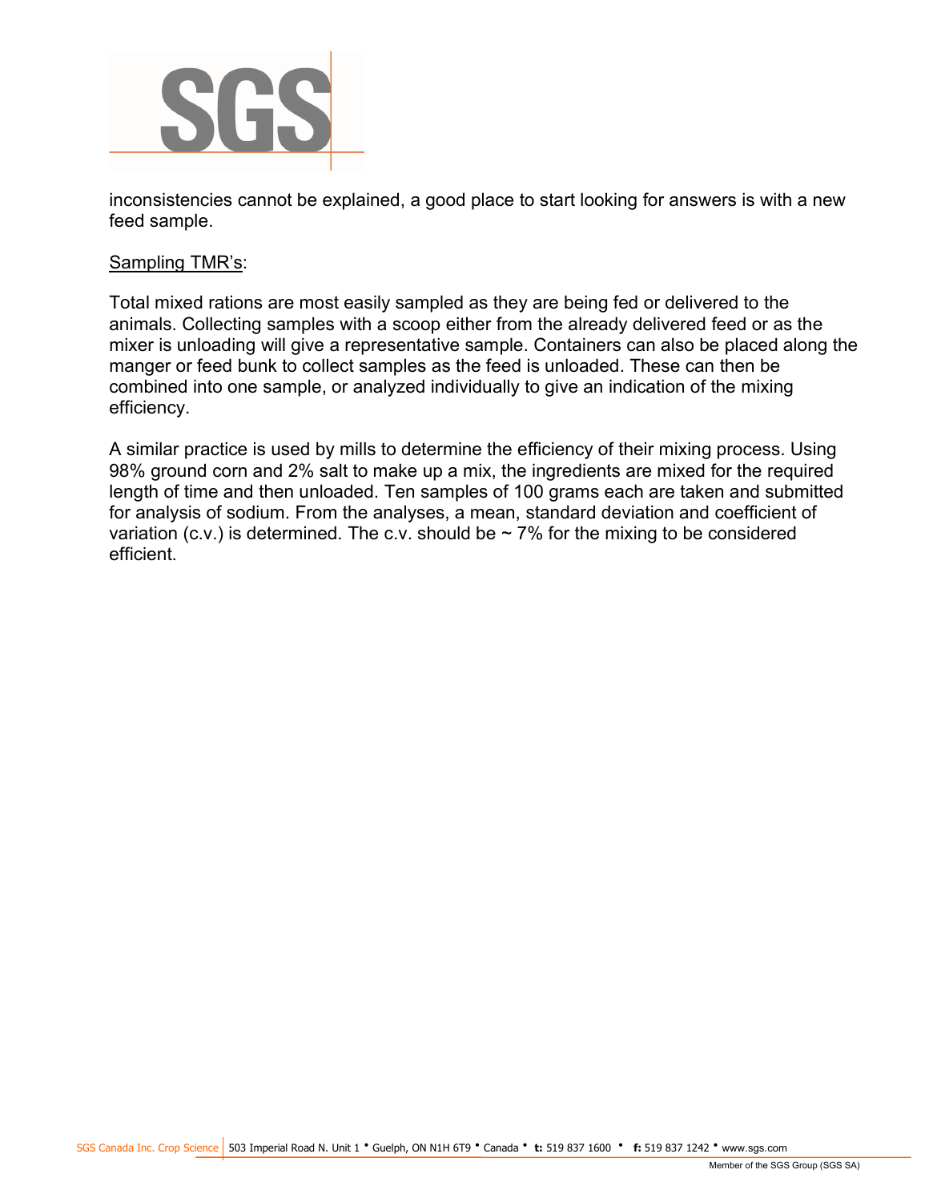inconsistencies cannot be explained, a good place to start looking for answers is with a new feed sample.

Sampling TMR's:

Total mixed rations are most easily sampled as they are being fed or delivered to the animals. Collecting samples with a scoop either from the already delivered feed or as the mixer is unloading will give a representative sample. Containers can also be placed along the manger or feed bunk to collect samples as the feed is unloaded. These can then be combined into one sample, or analyzed individually to give an indication of the mixing efficiency.

A similar practice is used by mills to determine the efficiency of their mixing process. Using 98% ground corn and 2% salt to make up a mix, the ingredients are mixed for the required length of time and then unloaded. Ten samples of 100 grams each are taken and submitted for analysis of sodium. From the analyses, a mean, standard deviation and coefficient of variation (c.v.) is determined. The c.v. should be ~ 7% for the mixing to be considered efficient.